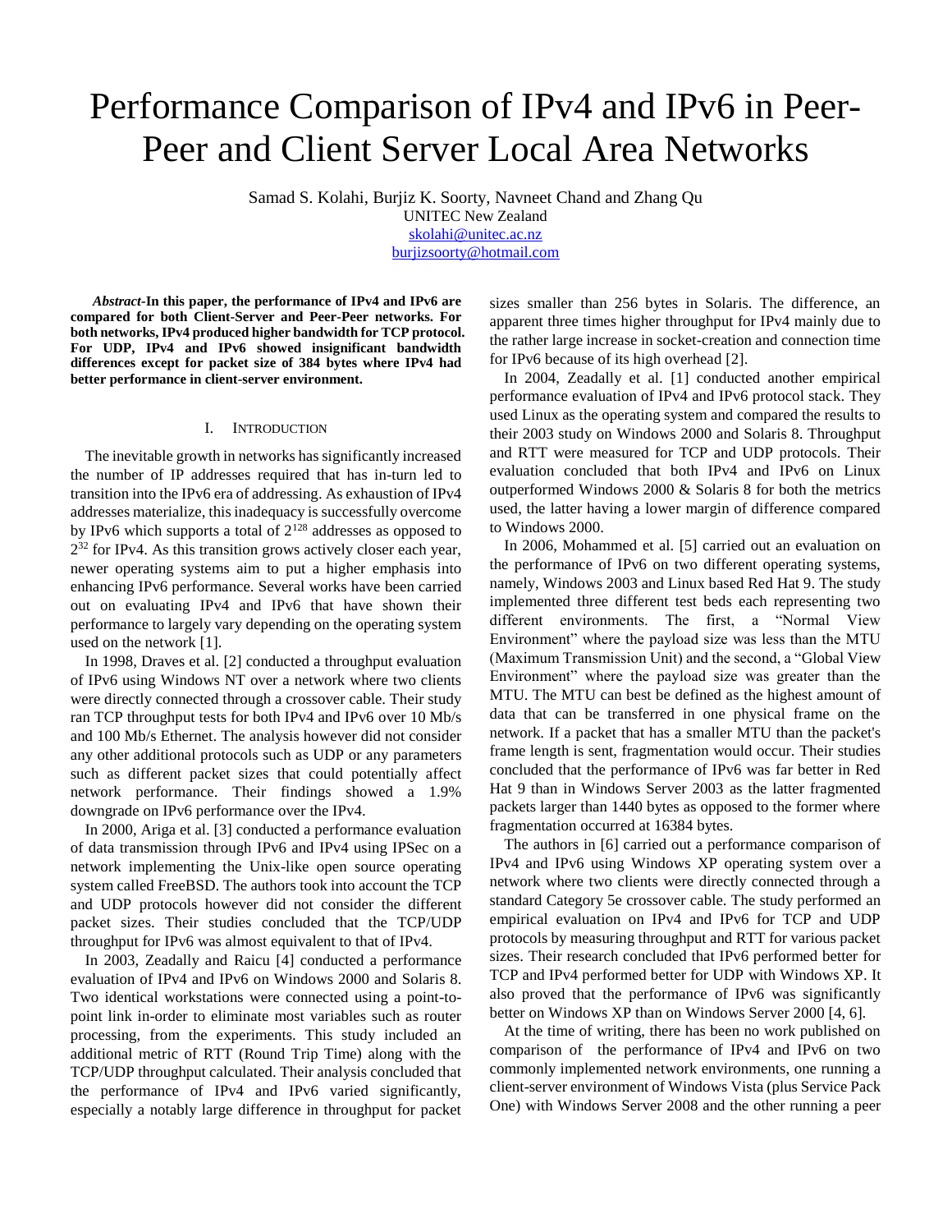# Performance Comparison of IPv4 and IPv6 in Peer-Peer and Client Server Local Area Networks

Samad S. Kolahi, Burjiz K. Soorty, Navneet Chand and Zhang Qu

UNITEC New Zealand

skolahi@unitec.ac.nz

burjizsoorty@hotmail.com

***Abstract*-In this paper, the performance of IPv4 and IPv6 are compared for both Client-Server and Peer-Peer networks. For both networks, IPv4 produced higher bandwidth for TCP protocol. For UDP, IPv4 and IPv6 showed insignificant bandwidth differences except for packet size of 384 bytes where IPv4 had better performance in client-server environment.**

## I. Introduction

The inevitable growth in networks has significantly increased the number of IP addresses required that has in-turn led to transition into the IPv6 era of addressing. As exhaustion of IPv4 addresses materialize, this inadequacy is successfully overcome by IPv6 which supports a total of $2^{128}$ addresses as opposed to $2^{32}$ for IPv4. As this transition grows actively closer each year, newer operating systems aim to put a higher emphasis into enhancing IPv6 performance. Several works have been carried out on evaluating IPv4 and IPv6 that have shown their performance to largely vary depending on the operating system used on the network [1].

In 1998, Draves et al. [2] conducted a throughput evaluation of IPv6 using Windows NT over a network where two clients were directly connected through a crossover cable. Their study ran TCP throughput tests for both IPv4 and IPv6 over 10 Mb/s and 100 Mb/s Ethernet. The analysis however did not consider any other additional protocols such as UDP or any parameters such as different packet sizes that could potentially affect network performance. Their findings showed a 1.9% downgrade on IPv6 performance over the IPv4.

In 2000, Ariga et al. [3] conducted a performance evaluation of data transmission through IPv6 and IPv4 using IPSec on a network implementing the Unix-like open source operating system called FreeBSD. The authors took into account the TCP and UDP protocols however did not consider the different packet sizes. Their studies concluded that the TCP/UDP throughput for IPv6 was almost equivalent to that of IPv4.

In 2003, Zeadally and Raicu [4] conducted a performance evaluation of IPv4 and IPv6 on Windows 2000 and Solaris 8. Two identical workstations were connected using a point-to-point link in-order to eliminate most variables such as router processing, from the experiments. This study included an additional metric of RTT (Round Trip Time) along with the TCP/UDP throughput calculated. Their analysis concluded that the performance of IPv4 and IPv6 varied significantly, especially a notably large difference in throughput for packet sizes smaller than 256 bytes in Solaris. The difference, an apparent three times higher throughput for IPv4 mainly due to the rather large increase in socket-creation and connection time for IPv6 because of its high overhead [2].

In 2004, Zeadally et al. [1] conducted another empirical performance evaluation of IPv4 and IPv6 protocol stack. They used Linux as the operating system and compared the results to their 2003 study on Windows 2000 and Solaris 8. Throughput and RTT were measured for TCP and UDP protocols. Their evaluation concluded that both IPv4 and IPv6 on Linux outperformed Windows 2000 & Solaris 8 for both the metrics used, the latter having a lower margin of difference compared to Windows 2000.

In 2006, Mohammed et al. [5] carried out an evaluation on the performance of IPv6 on two different operating systems, namely, Windows 2003 and Linux based Red Hat 9. The study implemented three different test beds each representing two different environments. The first, a "Normal View Environment" where the payload size was less than the MTU (Maximum Transmission Unit) and the second, a "Global View Environment" where the payload size was greater than the MTU. The MTU can best be defined as the highest amount of data that can be transferred in one physical frame on the network. If a packet that has a smaller MTU than the packet's frame length is sent, fragmentation would occur. Their studies concluded that the performance of IPv6 was far better in Red Hat 9 than in Windows Server 2003 as the latter fragmented packets larger than 1440 bytes as opposed to the former where fragmentation occurred at 16384 bytes.

The authors in [6] carried out a performance comparison of IPv4 and IPv6 using Windows XP operating system over a network where two clients were directly connected through a standard Category 5e crossover cable. The study performed an empirical evaluation on IPv4 and IPv6 for TCP and UDP protocols by measuring throughput and RTT for various packet sizes. Their research concluded that IPv6 performed better for TCP and IPv4 performed better for UDP with Windows XP. It also proved that the performance of IPv6 was significantly better on Windows XP than on Windows Server 2000 [4, 6].

At the time of writing, there has been no work published on comparison of the performance of IPv4 and IPv6 on two commonly implemented network environments, one running a client-server environment of Windows Vista (plus Service Pack One) with Windows Server 2008 and the other running a peer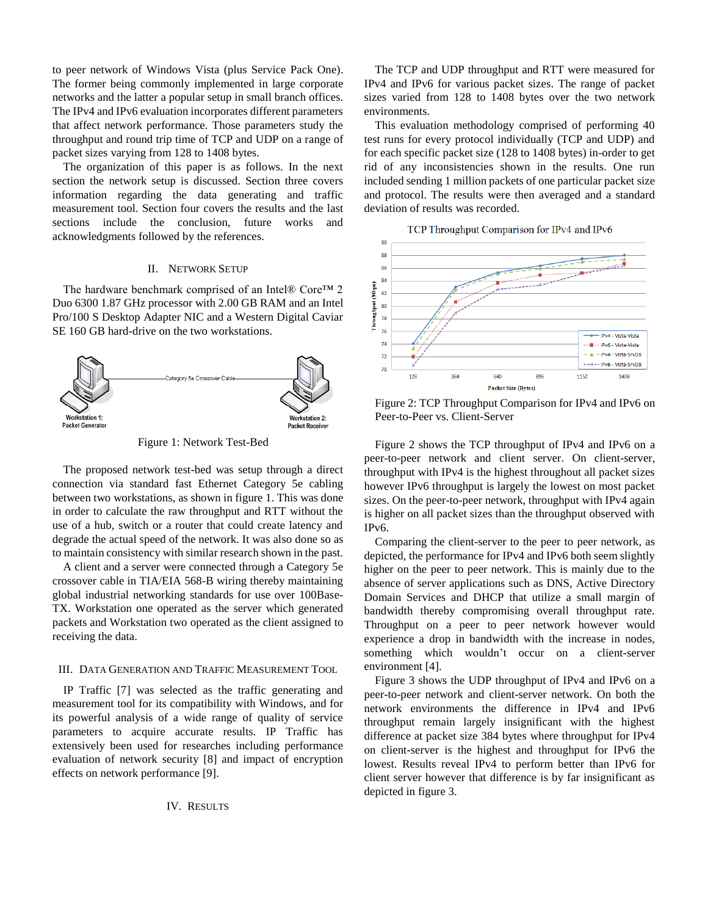to peer network of Windows Vista (plus Service Pack One). The former being commonly implemented in large corporate networks and the latter a popular setup in small branch offices. The IPv4 and IPv6 evaluation incorporates different parameters that affect network performance. Those parameters study the throughput and round trip time of TCP and UDP on a range of packet sizes varying from 128 to 1408 bytes.

The organization of this paper is as follows. In the next section the network setup is discussed. Section three covers information regarding the data generating and traffic measurement tool. Section four covers the results and the last sections include the conclusion, future works and acknowledgments followed by the references.

## II. Network Setup

The hardware benchmark comprised of an Intel® Core™ 2 Duo 6300 1.87 GHz processor with 2.00 GB RAM and an Intel Pro/100 S Desktop Adapter NIC and a Western Digital Caviar SE 160 GB hard-drive on the two workstations.

Figure 1: Network Test-Bed

The proposed network test-bed was setup through a direct connection via standard fast Ethernet Category 5e cabling between two workstations, as shown in figure 1. This was done in order to calculate the raw throughput and RTT without the use of a hub, switch or a router that could create latency and degrade the actual speed of the network. It was also done so as to maintain consistency with similar research shown in the past.

A client and a server were connected through a Category 5e crossover cable in TIA/EIA 568-B wiring thereby maintaining global industrial networking standards for use over 100Base-TX. Workstation one operated as the server which generated packets and Workstation two operated as the client assigned to receiving the data.

## III. Data Generation and Traffic Measurement Tool

IP Traffic [7] was selected as the traffic generating and measurement tool for its compatibility with Windows, and for its powerful analysis of a wide range of quality of service parameters to acquire accurate results. IP Traffic has extensively been used for researches including performance evaluation of network security [8] and impact of encryption effects on network performance [9].

## IV. Results

The TCP and UDP throughput and RTT were measured for IPv4 and IPv6 for various packet sizes. The range of packet sizes varied from 128 to 1408 bytes over the two network environments.

This evaluation methodology comprised of performing 40 test runs for every protocol individually (TCP and UDP) and for each specific packet size (128 to 1408 bytes) in-order to get rid of any inconsistencies shown in the results. One run included sending 1 million packets of one particular packet size and protocol. The results were then averaged and a standard deviation of results was recorded.

Figure 2: TCP Throughput Comparison for IPv4 and IPv6 on Peer-to-Peer vs. Client-Server

Figure 2 shows the TCP throughput of IPv4 and IPv6 on a peer-to-peer network and client server. On client-server, throughput with IPv4 is the highest throughout all packet sizes however IPv6 throughput is largely the lowest on most packet sizes. On the peer-to-peer network, throughput with IPv4 again is higher on all packet sizes than the throughput observed with IPv6.

Comparing the client-server to the peer to peer network, as depicted, the performance for IPv4 and IPv6 both seem slightly higher on the peer to peer network. This is mainly due to the absence of server applications such as DNS, Active Directory Domain Services and DHCP that utilize a small margin of bandwidth thereby compromising overall throughput rate. Throughput on a peer to peer network however would experience a drop in bandwidth with the increase in nodes, something which wouldn't occur on a client-server environment [4].

Figure 3 shows the UDP throughput of IPv4 and IPv6 on a peer-to-peer network and client-server network. On both the network environments the difference in IPv4 and IPv6 throughput remain largely insignificant with the highest difference at packet size 384 bytes where throughput for IPv4 on client-server is the highest and throughput for IPv6 the lowest. Results reveal IPv4 to perform better than IPv6 for client server however that difference is by far insignificant as depicted in figure 3.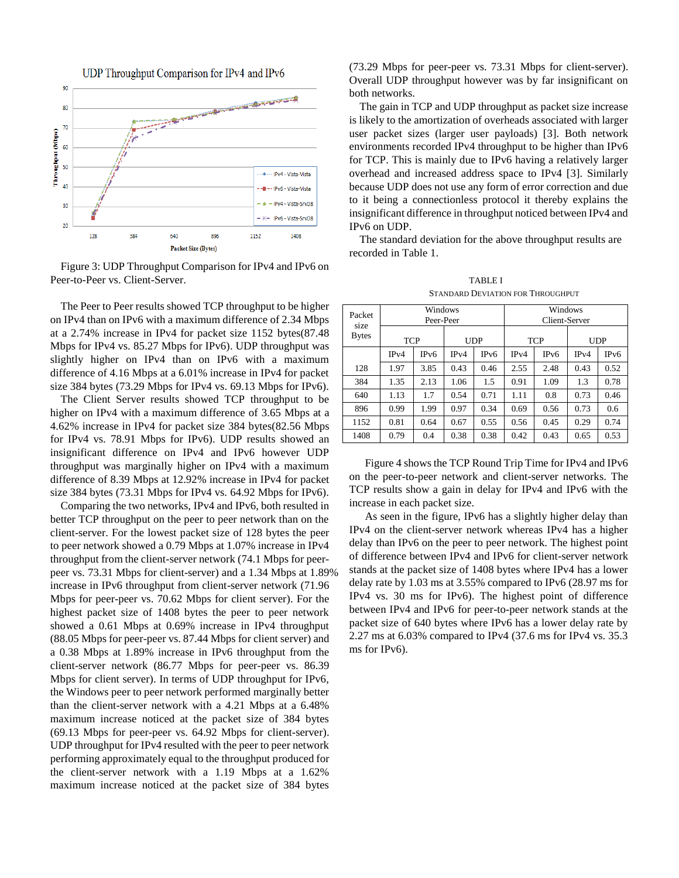Figure 3: UDP Throughput Comparison for IPv4 and IPv6 on Peer-to-Peer vs. Client-Server.

The Peer to Peer results showed TCP throughput to be higher on IPv4 than on IPv6 with a maximum difference of 2.34 Mbps at a 2.74% increase in IPv4 for packet size 1152 bytes(87.48 Mbps for IPv4 vs. 85.27 Mbps for IPv6). UDP throughput was slightly higher on IPv4 than on IPv6 with a maximum difference of 4.16 Mbps at a 6.01% increase in IPv4 for packet size 384 bytes (73.29 Mbps for IPv4 vs. 69.13 Mbps for IPv6).

The Client Server results showed TCP throughput to be higher on IPv4 with a maximum difference of 3.65 Mbps at a 4.62% increase in IPv4 for packet size 384 bytes(82.56 Mbps for IPv4 vs. 78.91 Mbps for IPv6). UDP results showed an insignificant difference on IPv4 and IPv6 however UDP throughput was marginally higher on IPv4 with a maximum difference of 8.39 Mbps at 12.92% increase in IPv4 for packet size 384 bytes (73.31 Mbps for IPv4 vs. 64.92 Mbps for IPv6).

Comparing the two networks, IPv4 and IPv6, both resulted in better TCP throughput on the peer to peer network than on the client-server. For the lowest packet size of 128 bytes the peer to peer network showed a 0.79 Mbps at 1.07% increase in IPv4 throughput from the client-server network (74.1 Mbps for peer-peer vs. 73.31 Mbps for client-server) and a 1.34 Mbps at 1.89% increase in IPv6 throughput from client-server network (71.96 Mbps for peer-peer vs. 70.62 Mbps for client server). For the highest packet size of 1408 bytes the peer to peer network showed a 0.61 Mbps at 0.69% increase in IPv4 throughput (88.05 Mbps for peer-peer vs. 87.44 Mbps for client server) and a 0.38 Mbps at 1.89% increase in IPv6 throughput from the client-server network (86.77 Mbps for peer-peer vs. 86.39 Mbps for client server). In terms of UDP throughput for IPv6, the Windows peer to peer network performed marginally better than the client-server network with a 4.21 Mbps at a 6.48% maximum increase noticed at the packet size of 384 bytes (69.13 Mbps for peer-peer vs. 64.92 Mbps for client-server). UDP throughput for IPv4 resulted with the peer to peer network performing approximately equal to the throughput produced for the client-server network with a 1.19 Mbps at a 1.62% maximum increase noticed at the packet size of 384 bytes (73.29 Mbps for peer-peer vs. 73.31 Mbps for client-server). Overall UDP throughput however was by far insignificant on both networks.

The gain in TCP and UDP throughput as packet size increase is likely to the amortization of overheads associated with larger user packet sizes (larger user payloads) [3]. Both network environments recorded IPv4 throughput to be higher than IPv6 for TCP. This is mainly due to IPv6 having a relatively larger overhead and increased address space to IPv4 [3]. Similarly because UDP does not use any form of error correction and due to it being a connectionless protocol it thereby explains the insignificant difference in throughput noticed between IPv4 and IPv6 on UDP.

The standard deviation for the above throughput results are recorded in Table 1.

TABLE I

STANDARD DEVIATION FOR THROUGHPUT

| Packet size Bytes | Windows Peer-Peer | | | | Windows Client-Server | | | |
|---|---|---|---|---|---|---|---|---|
| | TCP | | UDP | | TCP | | UDP | |
| | IPv4 | IPv6 | IPv4 | IPv6 | IPv4 | IPv6 | IPv4 | IPv6 |
| 128 | 1.97 | 3.85 | 0.43 | 0.46 | 2.55 | 2.48 | 0.43 | 0.52 |
| 384 | 1.35 | 2.13 | 1.06 | 1.5 | 0.91 | 1.09 | 1.3 | 0.78 |
| 640 | 1.13 | 1.7 | 0.54 | 0.71 | 1.11 | 0.8 | 0.73 | 0.46 |
| 896 | 0.99 | 1.99 | 0.97 | 0.34 | 0.69 | 0.56 | 0.73 | 0.6 |
| 1152 | 0.81 | 0.64 | 0.67 | 0.55 | 0.56 | 0.45 | 0.29 | 0.74 |
| 1408 | 0.79 | 0.4 | 0.38 | 0.38 | 0.42 | 0.43 | 0.65 | 0.53 |

Figure 4 shows the TCP Round Trip Time for IPv4 and IPv6 on the peer-to-peer network and client-server networks. The TCP results show a gain in delay for IPv4 and IPv6 with the increase in each packet size.

As seen in the figure, IPv6 has a slightly higher delay than IPv4 on the client-server network whereas IPv4 has a higher delay than IPv6 on the peer to peer network. The highest point of difference between IPv4 and IPv6 for client-server network stands at the packet size of 1408 bytes where IPv4 has a lower delay rate by 1.03 ms at 3.55% compared to IPv6 (28.97 ms for IPv4 vs. 30 ms for IPv6). The highest point of difference between IPv4 and IPv6 for peer-to-peer network stands at the packet size of 640 bytes where IPv6 has a lower delay rate by 2.27 ms at 6.03% compared to IPv4 (37.6 ms for IPv4 vs. 35.3 ms for IPv6).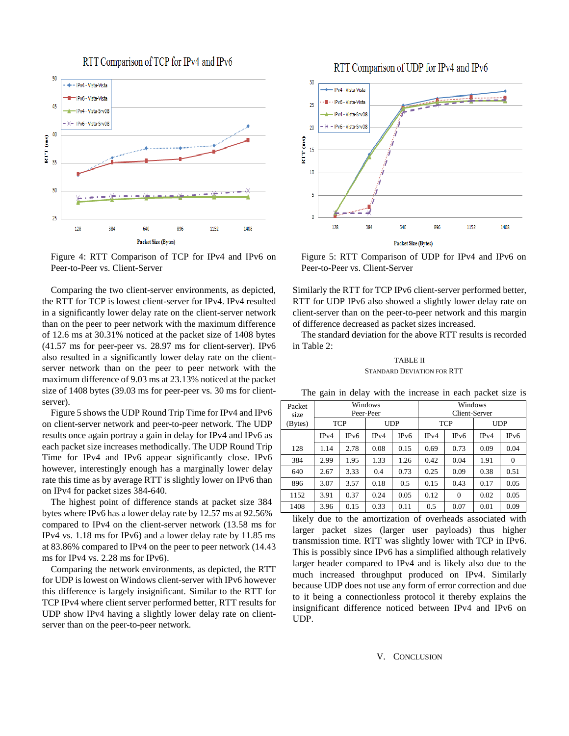Figure 4: RTT Comparison of TCP for IPv4 and IPv6 on Peer-to-Peer vs. Client-Server

Figure 5: RTT Comparison of UDP for IPv4 and IPv6 on Peer-to-Peer vs. Client-Server

Comparing the two client-server environments, as depicted, the RTT for TCP is lowest client-server for IPv4. IPv4 resulted in a significantly lower delay rate on the client-server network than on the peer to peer network with the maximum difference of 12.6 ms at 30.31% noticed at the packet size of 1408 bytes (41.57 ms for peer-peer vs. 28.97 ms for client-server). IPv6 also resulted in a significantly lower delay rate on the client-server network than on the peer to peer network with the maximum difference of 9.03 ms at 23.13% noticed at the packet size of 1408 bytes (39.03 ms for peer-peer vs. 30 ms for client-server).

Figure 5 shows the UDP Round Trip Time for IPv4 and IPv6 on client-server network and peer-to-peer network. The UDP results once again portray a gain in delay for IPv4 and IPv6 as each packet size increases methodically. The UDP Round Trip Time for IPv4 and IPv6 appear significantly close. IPv6 however, interestingly enough has a marginally lower delay rate this time as by average RTT is slightly lower on IPv6 than on IPv4 for packet sizes 384-640.

The highest point of difference stands at packet size 384 bytes where IPv6 has a lower delay rate by 12.57 ms at 92.56% compared to IPv4 on the client-server network (13.58 ms for IPv4 vs. 1.18 ms for IPv6) and a lower delay rate by 11.85 ms at 83.86% compared to IPv4 on the peer to peer network (14.43 ms for IPv4 vs. 2.28 ms for IPv6).

Comparing the network environments, as depicted, the RTT for UDP is lowest on Windows client-server with IPv6 however this difference is largely insignificant. Similar to the RTT for TCP IPv4 where client server performed better, RTT results for UDP show IPv4 having a slightly lower delay rate on client-server than on the peer-to-peer network.

Similarly the RTT for TCP IPv6 client-server performed better, RTT for UDP IPv6 also showed a slightly lower delay rate on client-server than on the peer-to-peer network and this margin of difference decreased as packet sizes increased.

The standard deviation for the above RTT results is recorded in Table 2:

TABLE II
STANDARD DEVIATION FOR RTT

| Packet size (Bytes) | Windows Peer-Peer | | | | Windows Client-Server | | | |
|---|---|---|---|---|---|---|---|---|
| | TCP | | UDP | | TCP | | UDP | |
| | IPv4 | IPv6 | IPv4 | IPv6 | IPv4 | IPv6 | IPv4 | IPv6 |
| 128 | 1.14 | 2.78 | 0.08 | 0.15 | 0.69 | 0.73 | 0.09 | 0.04 |
| 384 | 2.99 | 1.95 | 1.33 | 1.26 | 0.42 | 0.04 | 1.91 | 0 |
| 640 | 2.67 | 3.33 | 0.4 | 0.73 | 0.25 | 0.09 | 0.38 | 0.51 |
| 896 | 3.07 | 3.57 | 0.18 | 0.5 | 0.15 | 0.43 | 0.17 | 0.05 |
| 1152 | 3.91 | 0.37 | 0.24 | 0.05 | 0.12 | 0 | 0.02 | 0.05 |
| 1408 | 3.96 | 0.15 | 0.33 | 0.11 | 0.5 | 0.07 | 0.01 | 0.09 |

The gain in delay with the increase in each packet size is likely due to the amortization of overheads associated with larger packet sizes (larger user payloads) thus higher transmission time. RTT was slightly lower with TCP in IPv6. This is possibly since IPv6 has a simplified although relatively larger header compared to IPv4 and is likely also due to the much increased throughput produced on IPv4. Similarly because UDP does not use any form of error correction and due to it being a connectionless protocol it thereby explains the insignificant difference noticed between IPv4 and IPv6 on UDP.

## V. CONCLUSION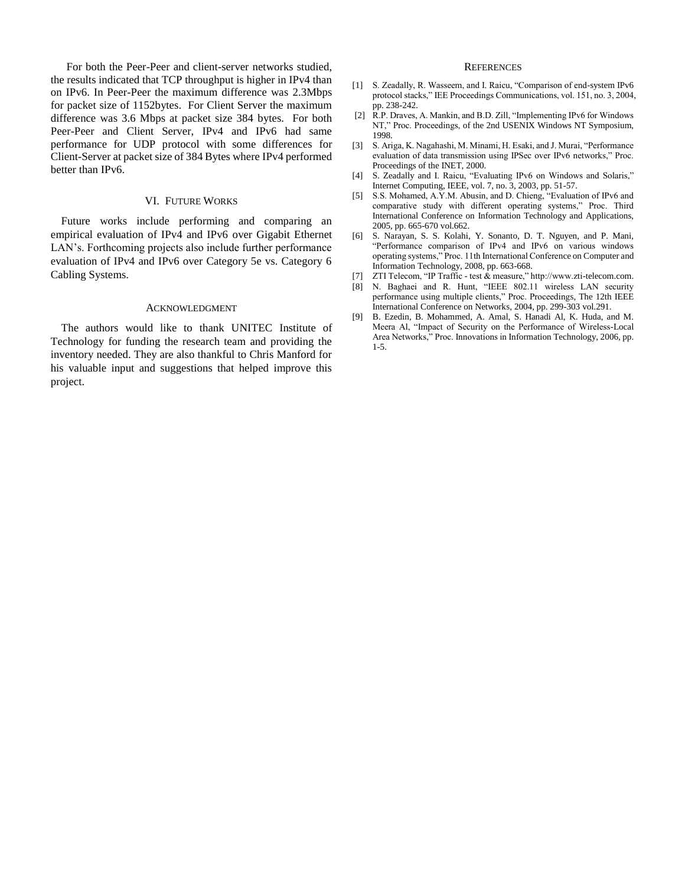For both the Peer-Peer and client-server networks studied, the results indicated that TCP throughput is higher in IPv4 than on IPv6. In Peer-Peer the maximum difference was 2.3Mbps for packet size of 1152bytes. For Client Server the maximum difference was 3.6 Mbps at packet size 384 bytes. For both Peer-Peer and Client Server, IPv4 and IPv6 had same performance for UDP protocol with some differences for Client-Server at packet size of 384 Bytes where IPv4 performed better than IPv6.

## VI. Future Works

Future works include performing and comparing an empirical evaluation of IPv4 and IPv6 over Gigabit Ethernet LAN's. Forthcoming projects also include further performance evaluation of IPv4 and IPv6 over Category 5e vs. Category 6 Cabling Systems.

## Acknowledgment

The authors would like to thank UNITEC Institute of Technology for funding the research team and providing the inventory needed. They are also thankful to Chris Manford for his valuable input and suggestions that helped improve this project.

## References

[1] S. Zeadally, R. Wasseem, and I. Raicu, "Comparison of end-system IPv6 protocol stacks," IEE Proceedings Communications, vol. 151, no. 3, 2004, pp. 238-242.

[2] R.P. Draves, A. Mankin, and B.D. Zill, "Implementing IPv6 for Windows NT," Proc. Proceedings, of the 2nd USENIX Windows NT Symposium, 1998.

[3] S. Ariga, K. Nagahashi, M. Minami, H. Esaki, and J. Murai, "Performance evaluation of data transmission using IPSec over IPv6 networks," Proc. Proceedings of the INET, 2000.

[4] S. Zeadally and I. Raicu, "Evaluating IPv6 on Windows and Solaris," Internet Computing, IEEE, vol. 7, no. 3, 2003, pp. 51-57.

[5] S.S. Mohamed, A.Y.M. Abusin, and D. Chieng, "Evaluation of IPv6 and comparative study with different operating systems," Proc. Third International Conference on Information Technology and Applications, 2005, pp. 665-670 vol.662.

[6] S. Narayan, S. S. Kolahi, Y. Sonanto, D. T. Nguyen, and P. Mani, "Performance comparison of IPv4 and IPv6 on various windows operating systems," Proc. 11th International Conference on Computer and Information Technology, 2008, pp. 663-668.

[7] ZTI Telecom, "IP Traffic - test & measure," http://www.zti-telecom.com.

[8] N. Baghaei and R. Hunt, "IEEE 802.11 wireless LAN security performance using multiple clients," Proc. Proceedings, The 12th IEEE International Conference on Networks, 2004, pp. 299-303 vol.291.

[9] B. Ezedin, B. Mohammed, A. Amal, S. Hanadi Al, K. Huda, and M. Meera Al, "Impact of Security on the Performance of Wireless-Local Area Networks," Proc. Innovations in Information Technology, 2006, pp. 1-5.